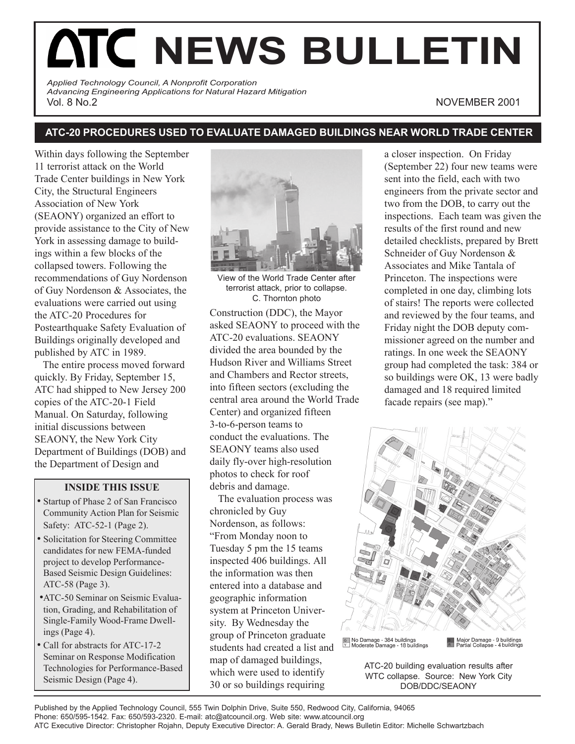# ATC NEWS BULLETIN

*Applied Technology Council, A Nonprofit Corporation*
*Advancing Engineering Applications for Natural Hazard Mitigation*
Vol. 8 No.2

NOVEMBER 2001

## ATC-20 PROCEDURES USED TO EVALUATE DAMAGED BUILDINGS NEAR WORLD TRADE CENTER

Within days following the September 11 terrorist attack on the World Trade Center buildings in New York City, the Structural Engineers Association of New York (SEAONY) organized an effort to provide assistance to the City of New York in assessing damage to buildings within a few blocks of the collapsed towers. Following the recommendations of Guy Nordenson of Guy Nordenson & Associates, the evaluations were carried out using the ATC-20 Procedures for Postearthquake Safety Evaluation of Buildings originally developed and published by ATC in 1989.

The entire process moved forward quickly. By Friday, September 15, ATC had shipped to New Jersey 200 copies of the ATC-20-1 Field Manual. On Saturday, following initial discussions between SEAONY, the New York City Department of Buildings (DOB) and the Department of Design and Construction (DDC), the Mayor asked SEAONY to proceed with the ATC-20 evaluations. SEAONY divided the area bounded by the Hudson River and Williams Street and Chambers and Rector streets, into fifteen sectors (excluding the central area around the World Trade Center) and organized fifteen 3-to-6-person teams to conduct the evaluations. The SEAONY teams also used daily fly-over high-resolution photos to check for roof debris and damage.

View of the World Trade Center after terrorist attack, prior to collapse. C. Thornton photo

The evaluation process was chronicled by Guy Nordenson, as follows: "From Monday noon to Tuesday 5 pm the 15 teams inspected 406 buildings. All the information was then entered into a database and geographic information system at Princeton University. By Wednesday the group of Princeton graduate students had created a list and map of damaged buildings, which were used to identify 30 or so buildings requiring a closer inspection. On Friday (September 22) four new teams were sent into the field, each with two engineers from the private sector and two from the DOB, to carry out the inspections. Each team was given the results of the first round and new detailed checklists, prepared by Brett Schneider of Guy Nordenson & Associates and Mike Tantala of Princeton. The inspections were completed in one day, climbing lots of stairs! The reports were collected and reviewed by the four teams, and Friday night the DOB deputy commissioner agreed on the number and ratings. In one week the SEAONY group had completed the task: 384 or so buildings were OK, 13 were badly damaged and 18 required limited facade repairs (see map)."

G No Damage - 384 buildings
Y Moderate Damage - 18 buildings
R Major Damage - 9 buildings
R Partial Collapse - 4 buildings

ATC-20 building evaluation results after WTC collapse. Source: New York City DOB/DDC/SEAONY

### INSIDE THIS ISSUE

- Startup of Phase 2 of San Francisco Community Action Plan for Seismic Safety: ATC-52-1 (Page 2).
- Solicitation for Steering Committee candidates for new FEMA-funded project to develop Performance-Based Seismic Design Guidelines: ATC-58 (Page 3).
- ATC-50 Seminar on Seismic Evaluation, Grading, and Rehabilitation of Single-Family Wood-Frame Dwellings (Page 4).
- Call for abstracts for ATC-17-2 Seminar on Response Modification Technologies for Performance-Based Seismic Design (Page 4).

Published by the Applied Technology Council, 555 Twin Dolphin Drive, Suite 550, Redwood City, California, 94065
Phone: 650/595-1542. Fax: 650/593-2320. E-mail: atc@atcouncil.org. Web site: www.atcouncil.org
ATC Executive Director: Christopher Rojahn, Deputy Executive Director: A. Gerald Brady, News Bulletin Editor: Michelle Schwartzbach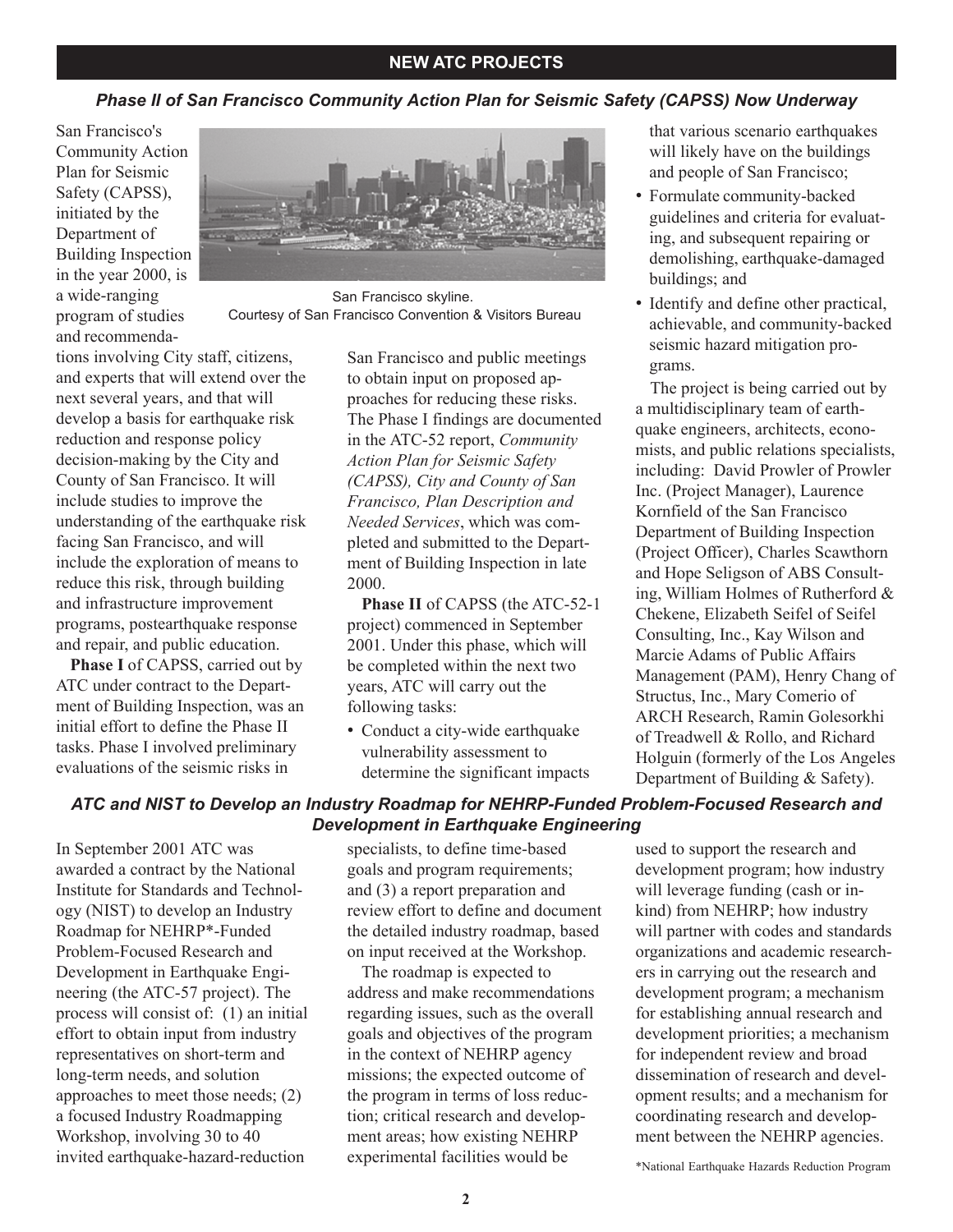## NEW ATC PROJECTS

### *Phase II of San Francisco Community Action Plan for Seismic Safety (CAPSS) Now Underway*

San Francisco's Community Action Plan for Seismic Safety (CAPSS), initiated by the Department of Building Inspection in the year 2000, is a wide-ranging program of studies and recommendations involving City staff, citizens, and experts that will extend over the next several years, and that will develop a basis for earthquake risk reduction and response policy decision-making by the City and County of San Francisco. It will include studies to improve the understanding of the earthquake risk facing San Francisco, and will include the exploration of means to reduce this risk, through building and infrastructure improvement programs, postearthquake response and repair, and public education.

San Francisco skyline.
Courtesy of San Francisco Convention & Visitors Bureau

**Phase I** of CAPSS, carried out by ATC under contract to the Department of Building Inspection, was an initial effort to define the Phase II tasks. Phase I involved preliminary evaluations of the seismic risks in San Francisco and public meetings to obtain input on proposed approaches for reducing these risks. The Phase I findings are documented in the ATC-52 report, *Community Action Plan for Seismic Safety (CAPSS), City and County of San Francisco, Plan Description and Needed Services*, which was completed and submitted to the Department of Building Inspection in late 2000.

**Phase II** of CAPSS (the ATC-52-1 project) commenced in September 2001. Under this phase, which will be completed within the next two years, ATC will carry out the following tasks:

- Conduct a city-wide earthquake vulnerability assessment to determine the significant impacts that various scenario earthquakes will likely have on the buildings and people of San Francisco;
- Formulate community-backed guidelines and criteria for evaluating, and subsequent repairing or demolishing, earthquake-damaged buildings; and
- Identify and define other practical, achievable, and community-backed seismic hazard mitigation programs.

The project is being carried out by a multidisciplinary team of earthquake engineers, architects, economists, and public relations specialists, including: David Prowler of Prowler Inc. (Project Manager), Laurence Kornfield of the San Francisco Department of Building Inspection (Project Officer), Charles Scawthorn and Hope Seligson of ABS Consulting, William Holmes of Rutherford & Chekene, Elizabeth Seifel of Seifel Consulting, Inc., Kay Wilson and Marcie Adams of Public Affairs Management (PAM), Henry Chang of Structus, Inc., Mary Comerio of ARCH Research, Ramin Golesorkhi of Treadwell & Rollo, and Richard Holguin (formerly of the Los Angeles Department of Building & Safety).

### *ATC and NIST to Develop an Industry Roadmap for NEHRP-Funded Problem-Focused Research and Development in Earthquake Engineering*

In September 2001 ATC was awarded a contract by the National Institute for Standards and Technology (NIST) to develop an Industry Roadmap for NEHRP*-Funded Problem-Focused Research and Development in Earthquake Engineering (the ATC-57 project). The process will consist of: (1) an initial effort to obtain input from industry representatives on short-term and long-term needs, and solution approaches to meet those needs; (2) a focused Industry Roadmapping Workshop, involving 30 to 40 invited earthquake-hazard-reduction specialists, to define time-based goals and program requirements; and (3) a report preparation and review effort to define and document the detailed industry roadmap, based on input received at the Workshop.

The roadmap is expected to address and make recommendations regarding issues, such as the overall goals and objectives of the program in the context of NEHRP agency missions; the expected outcome of the program in terms of loss reduction; critical research and development areas; how existing NEHRP experimental facilities would be used to support the research and development program; how industry will leverage funding (cash or in-kind) from NEHRP; how industry will partner with codes and standards organizations and academic researchers in carrying out the research and development program; a mechanism for establishing annual research and development priorities; a mechanism for independent review and broad dissemination of research and development results; and a mechanism for coordinating research and development between the NEHRP agencies.

*National Earthquake Hazards Reduction Program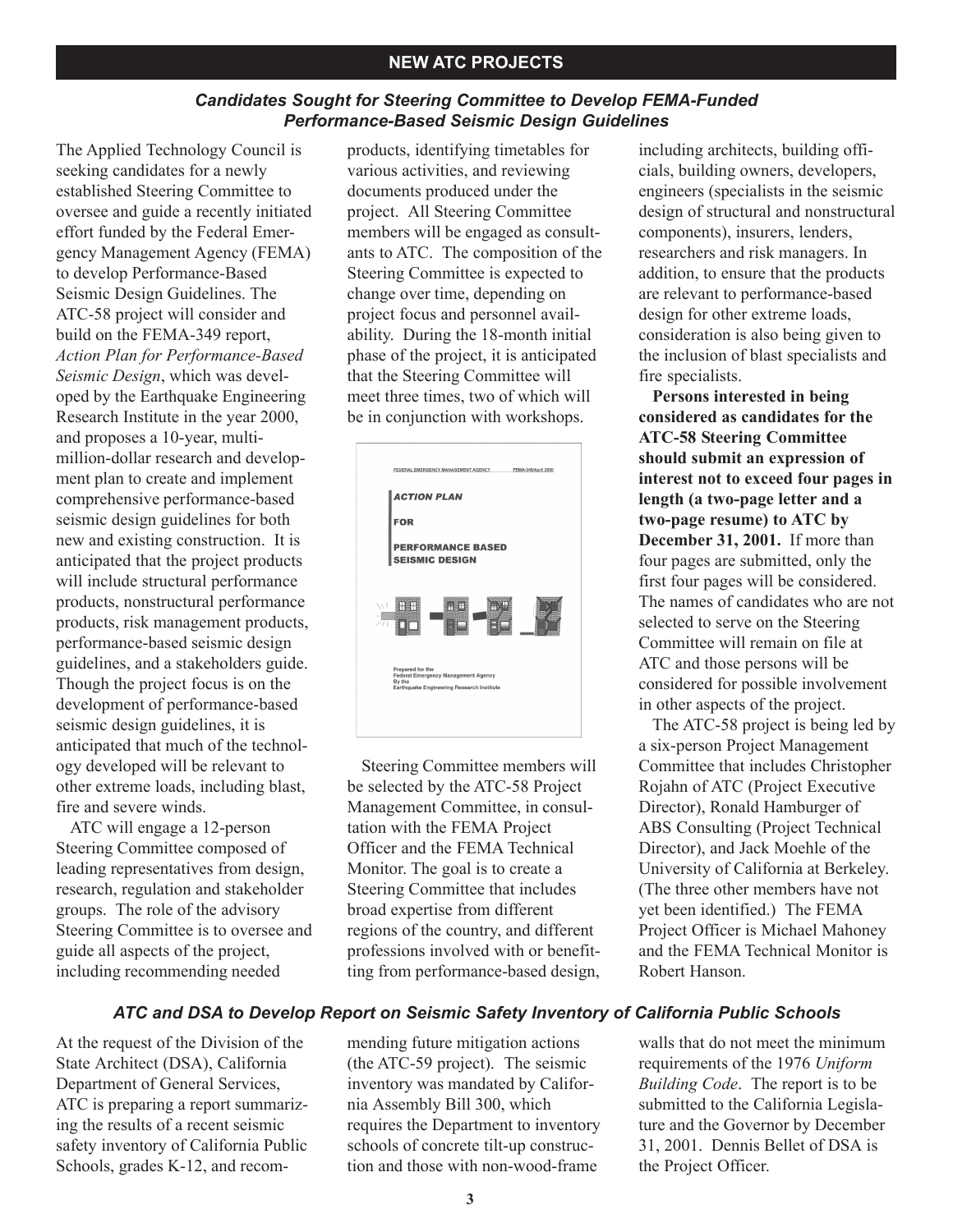## NEW ATC PROJECTS

### *Candidates Sought for Steering Committee to Develop FEMA-Funded Performance-Based Seismic Design Guidelines*

The Applied Technology Council is seeking candidates for a newly established Steering Committee to oversee and guide a recently initiated effort funded by the Federal Emergency Management Agency (FEMA) to develop Performance-Based Seismic Design Guidelines. The ATC-58 project will consider and build on the FEMA-349 report, *Action Plan for Performance-Based Seismic Design*, which was developed by the Earthquake Engineering Research Institute in the year 2000, and proposes a 10-year, multi-million-dollar research and development plan to create and implement comprehensive performance-based seismic design guidelines for both new and existing construction. It is anticipated that the project products will include structural performance products, nonstructural performance products, risk management products, performance-based seismic design guidelines, and a stakeholders guide. Though the project focus is on the development of performance-based seismic design guidelines, it is anticipated that much of the technology developed will be relevant to other extreme loads, including blast, fire and severe winds.

ATC will engage a 12-person Steering Committee composed of leading representatives from design, research, regulation and stakeholder groups. The role of the advisory Steering Committee is to oversee and guide all aspects of the project, including recommending needed products, identifying timetables for various activities, and reviewing documents produced under the project. All Steering Committee members will be engaged as consultants to ATC. The composition of the Steering Committee is expected to change over time, depending on project focus and personnel availability. During the 18-month initial phase of the project, it is anticipated that the Steering Committee will meet three times, two of which will be in conjunction with workshops.

FEDERAL EMERGENCY MANAGEMENT AGENCY FEMA-349/April 2000

ACTION PLAN FOR PERFORMANCE BASED SEISMIC DESIGN

Prepared for the Federal Emergency Management Agency By the Earthquake Engineering Research Institute

Steering Committee members will be selected by the ATC-58 Project Management Committee, in consultation with the FEMA Project Officer and the FEMA Technical Monitor. The goal is to create a Steering Committee that includes broad expertise from different regions of the country, and different professions involved with or benefitting from performance-based design, including architects, building officials, building owners, developers, engineers (specialists in the seismic design of structural and nonstructural components), insurers, lenders, researchers and risk managers. In addition, to ensure that the products are relevant to performance-based design for other extreme loads, consideration is also being given to the inclusion of blast specialists and fire specialists.

**Persons interested in being considered as candidates for the ATC-58 Steering Committee should submit an expression of interest not to exceed four pages in length (a two-page letter and a two-page resume) to ATC by December 31, 2001.** If more than four pages are submitted, only the first four pages will be considered. The names of candidates who are not selected to serve on the Steering Committee will remain on file at ATC and those persons will be considered for possible involvement in other aspects of the project.

The ATC-58 project is being led by a six-person Project Management Committee that includes Christopher Rojahn of ATC (Project Executive Director), Ronald Hamburger of ABS Consulting (Project Technical Director), and Jack Moehle of the University of California at Berkeley. (The three other members have not yet been identified.) The FEMA Project Officer is Michael Mahoney and the FEMA Technical Monitor is Robert Hanson.

### *ATC and DSA to Develop Report on Seismic Safety Inventory of California Public Schools*

At the request of the Division of the State Architect (DSA), California Department of General Services, ATC is preparing a report summarizing the results of a recent seismic safety inventory of California Public Schools, grades K-12, and recommending future mitigation actions (the ATC-59 project). The seismic inventory was mandated by California Assembly Bill 300, which requires the Department to inventory schools of concrete tilt-up construction and those with non-wood-frame walls that do not meet the minimum requirements of the 1976 *Uniform Building Code*. The report is to be submitted to the California Legislature and the Governor by December 31, 2001. Dennis Bellet of DSA is the Project Officer.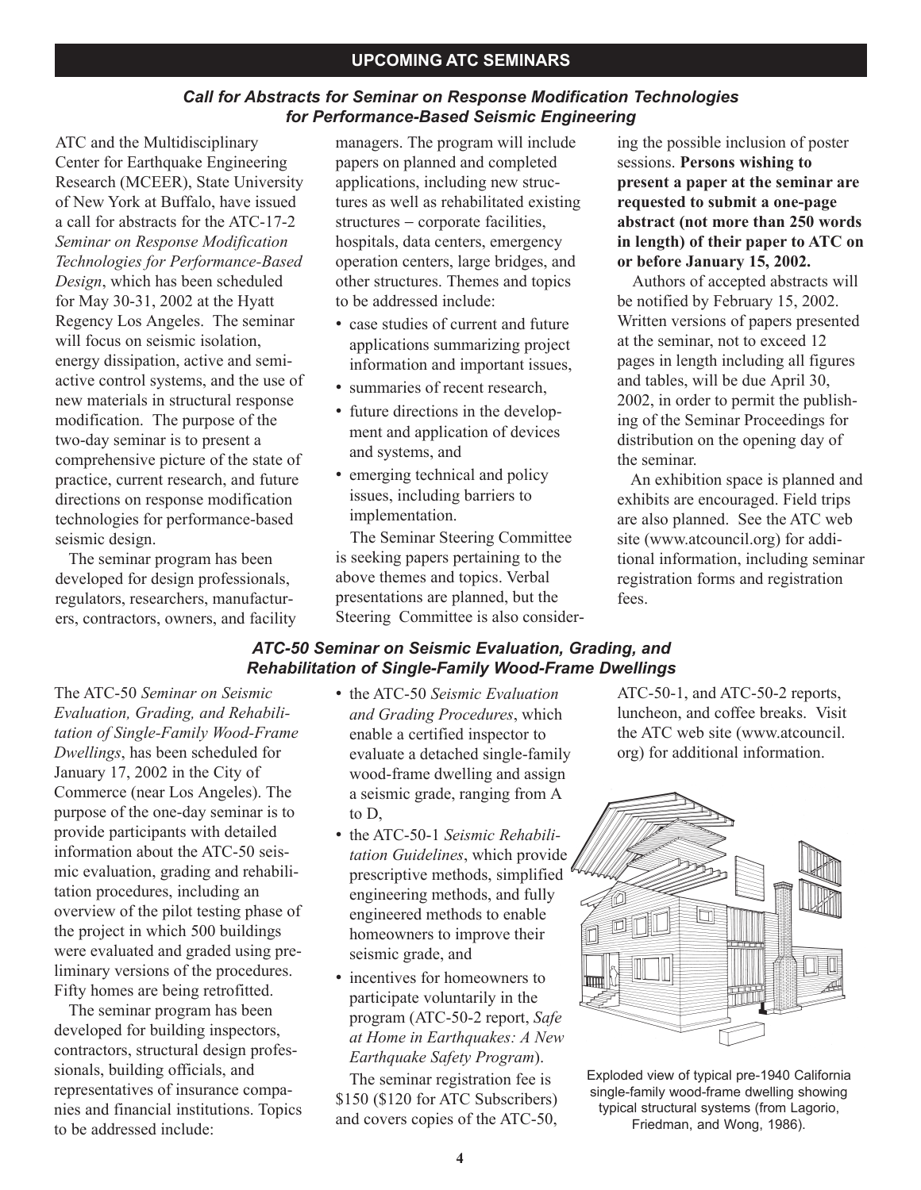## UPCOMING ATC SEMINARS

### *Call for Abstracts for Seminar on Response Modification Technologies for Performance-Based Seismic Engineering*

ATC and the Multidisciplinary Center for Earthquake Engineering Research (MCEER), State University of New York at Buffalo, have issued a call for abstracts for the ATC-17-2 *Seminar on Response Modification Technologies for Performance-Based Design*, which has been scheduled for May 30-31, 2002 at the Hyatt Regency Los Angeles. The seminar will focus on seismic isolation, energy dissipation, active and semi-active control systems, and the use of new materials in structural response modification. The purpose of the two-day seminar is to present a comprehensive picture of the state of practice, current research, and future directions on response modification technologies for performance-based seismic design.

The seminar program has been developed for design professionals, regulators, researchers, manufacturers, contractors, owners, and facility managers. The program will include papers on planned and completed applications, including new structures as well as rehabilitated existing structures – corporate facilities, hospitals, data centers, emergency operation centers, large bridges, and other structures. Themes and topics to be addressed include:

- case studies of current and future applications summarizing project information and important issues,
- summaries of recent research,
- future directions in the development and application of devices and systems, and
- emerging technical and policy issues, including barriers to implementation.

The Seminar Steering Committee is seeking papers pertaining to the above themes and topics. Verbal presentations are planned, but the Steering Committee is also considering the possible inclusion of poster sessions. **Persons wishing to present a paper at the seminar are requested to submit a one-page abstract (not more than 250 words in length) of their paper to ATC on or before January 15, 2002.**

Authors of accepted abstracts will be notified by February 15, 2002. Written versions of papers presented at the seminar, not to exceed 12 pages in length including all figures and tables, will be due April 30, 2002, in order to permit the publishing of the Seminar Proceedings for distribution on the opening day of the seminar.

An exhibition space is planned and exhibits are encouraged. Field trips are also planned. See the ATC web site (www.atcouncil.org) for additional information, including seminar registration forms and registration fees.

### *ATC-50 Seminar on Seismic Evaluation, Grading, and Rehabilitation of Single-Family Wood-Frame Dwellings*

The ATC-50 *Seminar on Seismic Evaluation, Grading, and Rehabilitation of Single-Family Wood-Frame Dwellings*, has been scheduled for January 17, 2002 in the City of Commerce (near Los Angeles). The purpose of the one-day seminar is to provide participants with detailed information about the ATC-50 seismic evaluation, grading and rehabilitation procedures, including an overview of the pilot testing phase of the project in which 500 buildings were evaluated and graded using preliminary versions of the procedures. Fifty homes are being retrofitted.

The seminar program has been developed for building inspectors, contractors, structural design professionals, building officials, and representatives of insurance companies and financial institutions. Topics to be addressed include:

- the ATC-50 *Seismic Evaluation and Grading Procedures*, which enable a certified inspector to evaluate a detached single-family wood-frame dwelling and assign a seismic grade, ranging from A to D,
- the ATC-50-1 *Seismic Rehabilitation Guidelines*, which provide prescriptive methods, simplified engineering methods, and fully engineered methods to enable homeowners to improve their seismic grade, and
- incentives for homeowners to participate voluntarily in the program (ATC-50-2 report, *Safe at Home in Earthquakes: A New Earthquake Safety Program*).

The seminar registration fee is $150 ($120 for ATC Subscribers) and covers copies of the ATC-50, ATC-50-1, and ATC-50-2 reports, luncheon, and coffee breaks. Visit the ATC web site (www.atcouncil.org) for additional information.

Exploded view of typical pre-1940 California single-family wood-frame dwelling showing typical structural systems (from Lagorio, Friedman, and Wong, 1986).